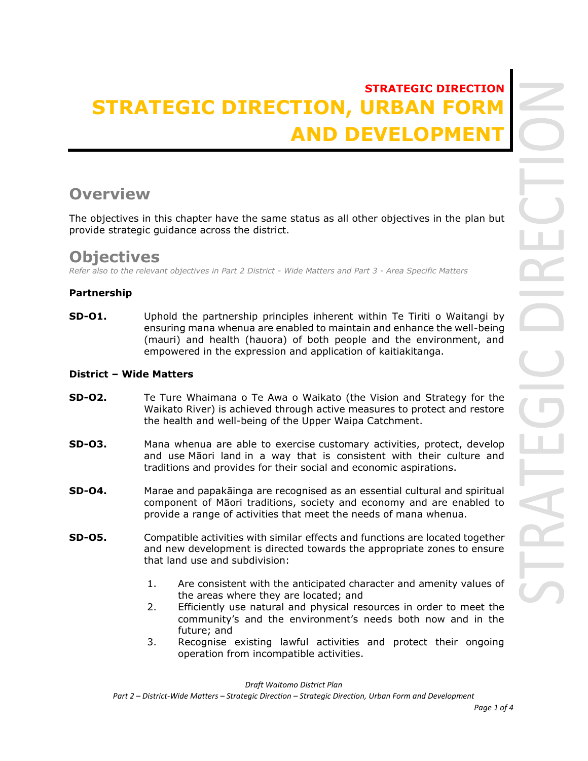STRATEGIC DIRECTION

# STRATEGIC DIRECTION, URBAN FORM AND DEVELOPMENT

## Overview

The objectives in this chapter have the same status as all other objectives in the plan but provide strategic guidance across the district.

## Objectives

*Refer also to the relevant objectives in Part 2 District - Wide Matters and Part 3 - Area Specific Matters*

### Partnership

**SD-O1.** Uphold the partnership principles inherent within Te Tiriti o Waitangi by ensuring mana whenua are enabled to maintain and enhance the well-being (mauri) and health (hauora) of both people and the environment, and empowered in the expression and application of kaitiakitanga.

### District – Wide Matters

**SD-O2.** Te Ture Whaimana o Te Awa o Waikato (the Vision and Strategy for the Waikato River) is achieved through active measures to protect and restore the health and well-being of the Upper Waipa Catchment.

**SD-O3.** Mana whenua are able to exercise customary activities, protect, develop and use Māori land in a way that is consistent with their culture and traditions and provides for their social and economic aspirations.

**SD-O4.** Marae and papakāinga are recognised as an essential cultural and spiritual component of Māori traditions, society and economy and are enabled to provide a range of activities that meet the needs of mana whenua.

**SD-O5.** Compatible activities with similar effects and functions are located together and new development is directed towards the appropriate zones to ensure that land use and subdivision:

1. Are consistent with the anticipated character and amenity values of the areas where they are located; and
2. Efficiently use natural and physical resources in order to meet the community's and the environment's needs both now and in the future; and
3. Recognise existing lawful activities and protect their ongoing operation from incompatible activities.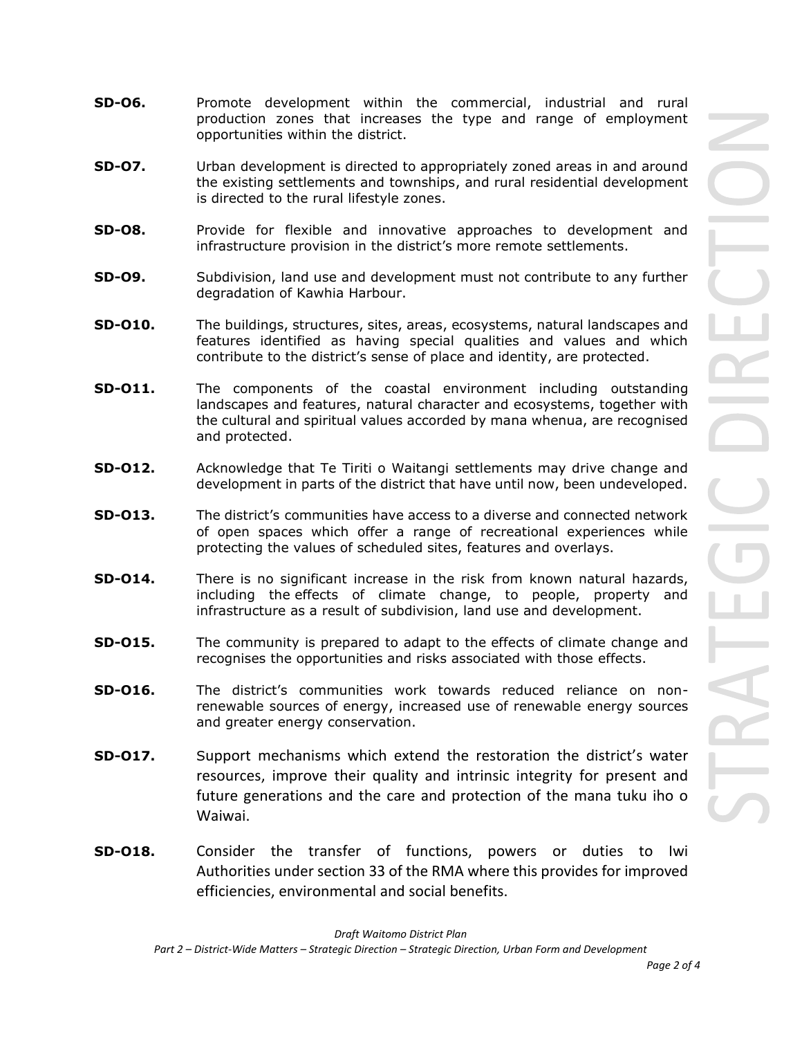**SD-O6.** Promote development within the commercial, industrial and rural production zones that increases the type and range of employment opportunities within the district.

**SD-O7.** Urban development is directed to appropriately zoned areas in and around the existing settlements and townships, and rural residential development is directed to the rural lifestyle zones.

**SD-O8.** Provide for flexible and innovative approaches to development and infrastructure provision in the district's more remote settlements.

**SD-O9.** Subdivision, land use and development must not contribute to any further degradation of Kawhia Harbour.

**SD-O10.** The buildings, structures, sites, areas, ecosystems, natural landscapes and features identified as having special qualities and values and which contribute to the district's sense of place and identity, are protected.

**SD-O11.** The components of the coastal environment including outstanding landscapes and features, natural character and ecosystems, together with the cultural and spiritual values accorded by mana whenua, are recognised and protected.

**SD-O12.** Acknowledge that Te Tiriti o Waitangi settlements may drive change and development in parts of the district that have until now, been undeveloped.

**SD-O13.** The district's communities have access to a diverse and connected network of open spaces which offer a range of recreational experiences while protecting the values of scheduled sites, features and overlays.

**SD-O14.** There is no significant increase in the risk from known natural hazards, including the effects of climate change, to people, property and infrastructure as a result of subdivision, land use and development.

**SD-O15.** The community is prepared to adapt to the effects of climate change and recognises the opportunities and risks associated with those effects.

**SD-O16.** The district's communities work towards reduced reliance on non-renewable sources of energy, increased use of renewable energy sources and greater energy conservation.

**SD-O17.** Support mechanisms which extend the restoration the district's water resources, improve their quality and intrinsic integrity for present and future generations and the care and protection of the mana tuku iho o Waiwai.

**SD-O18.** Consider the transfer of functions, powers or duties to Iwi Authorities under section 33 of the RMA where this provides for improved efficiencies, environmental and social benefits.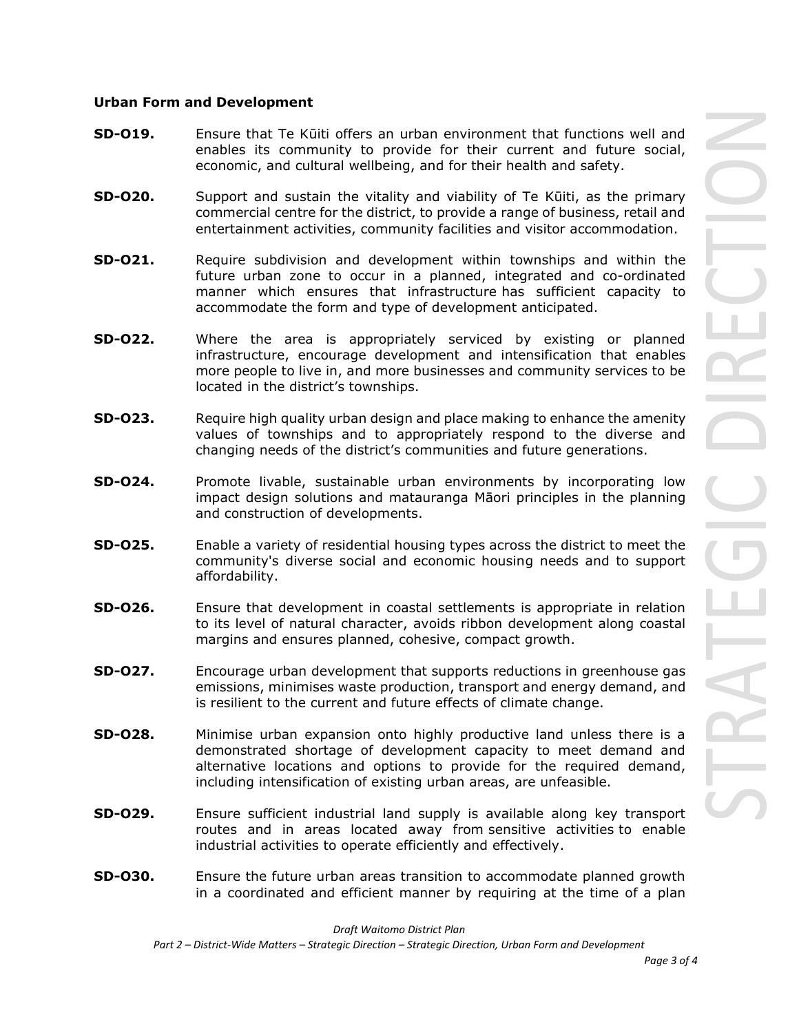**Urban Form and Development**

**SD-O19.** Ensure that Te Kūiti offers an urban environment that functions well and enables its community to provide for their current and future social, economic, and cultural wellbeing, and for their health and safety.

**SD-O20.** Support and sustain the vitality and viability of Te Kūiti, as the primary commercial centre for the district, to provide a range of business, retail and entertainment activities, community facilities and visitor accommodation.

**SD-O21.** Require subdivision and development within townships and within the future urban zone to occur in a planned, integrated and co-ordinated manner which ensures that infrastructure has sufficient capacity to accommodate the form and type of development anticipated.

**SD-O22.** Where the area is appropriately serviced by existing or planned infrastructure, encourage development and intensification that enables more people to live in, and more businesses and community services to be located in the district's townships.

**SD-O23.** Require high quality urban design and place making to enhance the amenity values of townships and to appropriately respond to the diverse and changing needs of the district's communities and future generations.

**SD-O24.** Promote livable, sustainable urban environments by incorporating low impact design solutions and matauranga Māori principles in the planning and construction of developments.

**SD-O25.** Enable a variety of residential housing types across the district to meet the community's diverse social and economic housing needs and to support affordability.

**SD-O26.** Ensure that development in coastal settlements is appropriate in relation to its level of natural character, avoids ribbon development along coastal margins and ensures planned, cohesive, compact growth.

**SD-O27.** Encourage urban development that supports reductions in greenhouse gas emissions, minimises waste production, transport and energy demand, and is resilient to the current and future effects of climate change.

**SD-O28.** Minimise urban expansion onto highly productive land unless there is a demonstrated shortage of development capacity to meet demand and alternative locations and options to provide for the required demand, including intensification of existing urban areas, are unfeasible.

**SD-O29.** Ensure sufficient industrial land supply is available along key transport routes and in areas located away from sensitive activities to enable industrial activities to operate efficiently and effectively.

**SD-O30.** Ensure the future urban areas transition to accommodate planned growth in a coordinated and efficient manner by requiring at the time of a plan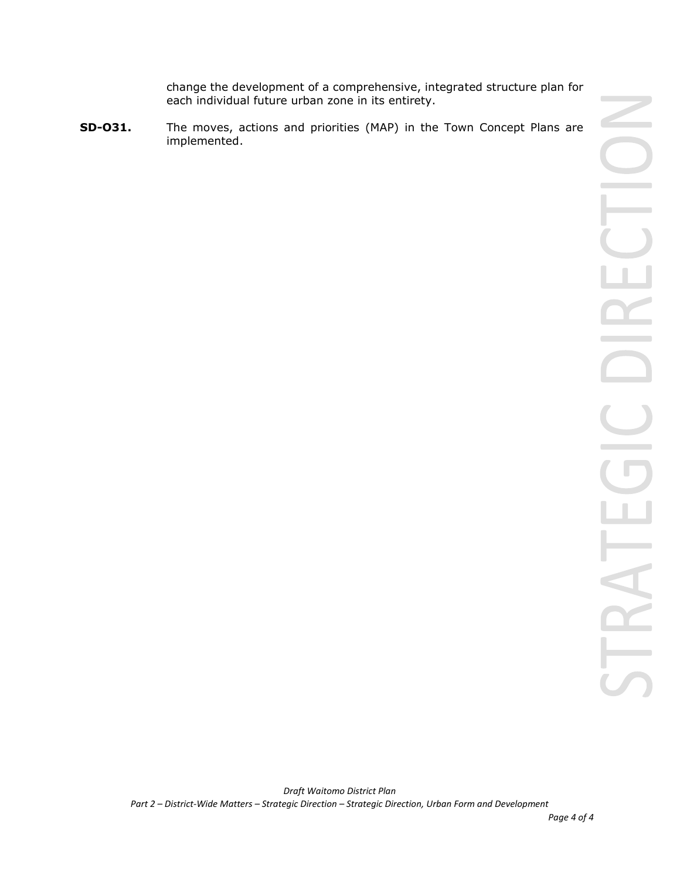change the development of a comprehensive, integrated structure plan for each individual future urban zone in its entirety.

**SD-O31.** The moves, actions and priorities (MAP) in the Town Concept Plans are implemented.